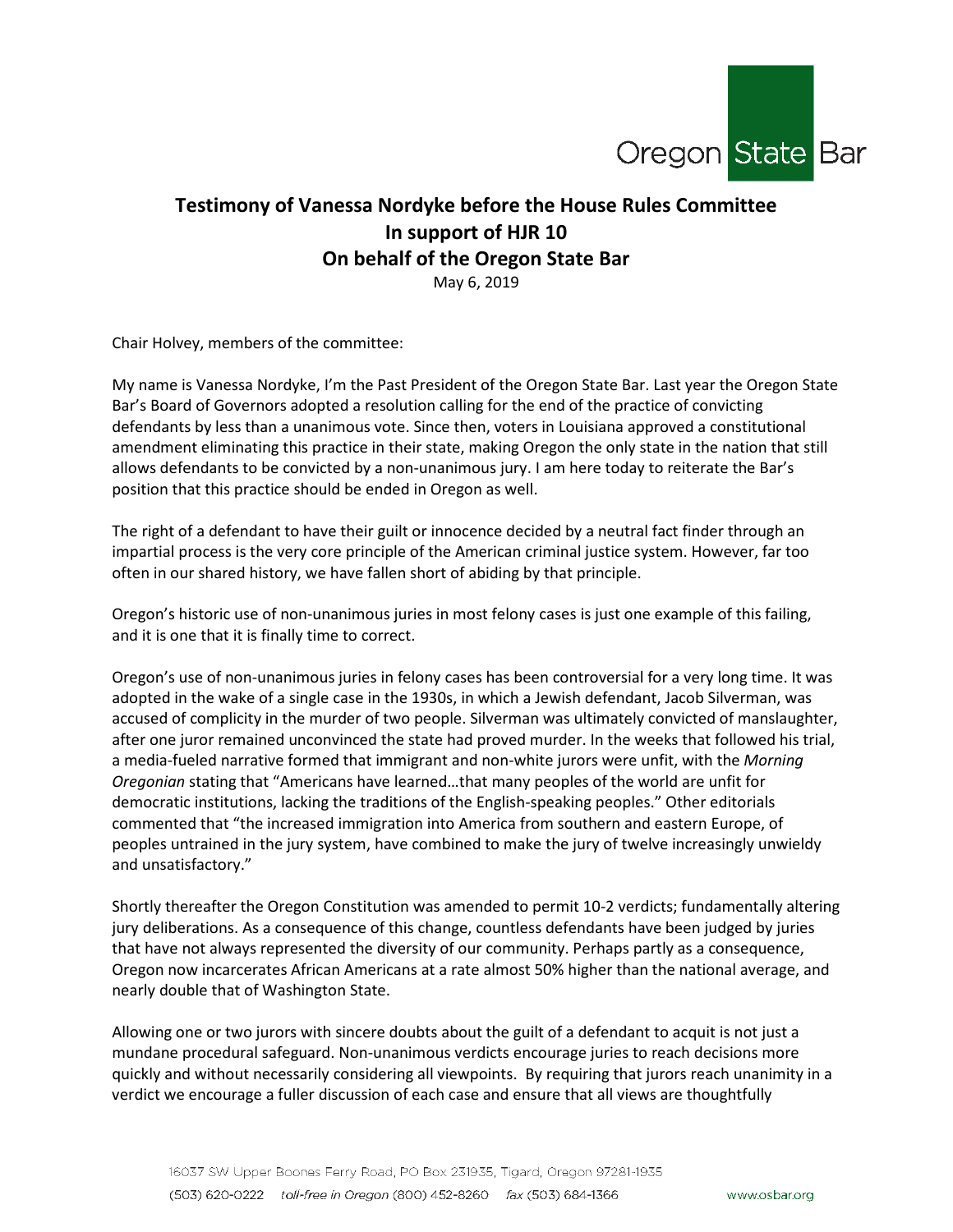Oregon State Bar

# Testimony of Vanessa Nordyke before the House Rules Committee In support of HJR 10 On behalf of the Oregon State Bar

May 6, 2019

Chair Holvey, members of the committee:

My name is Vanessa Nordyke, I'm the Past President of the Oregon State Bar. Last year the Oregon State Bar's Board of Governors adopted a resolution calling for the end of the practice of convicting defendants by less than a unanimous vote. Since then, voters in Louisiana approved a constitutional amendment eliminating this practice in their state, making Oregon the only state in the nation that still allows defendants to be convicted by a non-unanimous jury. I am here today to reiterate the Bar's position that this practice should be ended in Oregon as well.

The right of a defendant to have their guilt or innocence decided by a neutral fact finder through an impartial process is the very core principle of the American criminal justice system. However, far too often in our shared history, we have fallen short of abiding by that principle.

Oregon's historic use of non-unanimous juries in most felony cases is just one example of this failing, and it is one that it is finally time to correct.

Oregon's use of non-unanimous juries in felony cases has been controversial for a very long time. It was adopted in the wake of a single case in the 1930s, in which a Jewish defendant, Jacob Silverman, was accused of complicity in the murder of two people. Silverman was ultimately convicted of manslaughter, after one juror remained unconvinced the state had proved murder. In the weeks that followed his trial, a media-fueled narrative formed that immigrant and non-white jurors were unfit, with the *Morning Oregonian* stating that "Americans have learned…that many peoples of the world are unfit for democratic institutions, lacking the traditions of the English-speaking peoples." Other editorials commented that "the increased immigration into America from southern and eastern Europe, of peoples untrained in the jury system, have combined to make the jury of twelve increasingly unwieldy and unsatisfactory."

Shortly thereafter the Oregon Constitution was amended to permit 10-2 verdicts; fundamentally altering jury deliberations. As a consequence of this change, countless defendants have been judged by juries that have not always represented the diversity of our community. Perhaps partly as a consequence, Oregon now incarcerates African Americans at a rate almost 50% higher than the national average, and nearly double that of Washington State.

Allowing one or two jurors with sincere doubts about the guilt of a defendant to acquit is not just a mundane procedural safeguard. Non-unanimous verdicts encourage juries to reach decisions more quickly and without necessarily considering all viewpoints. By requiring that jurors reach unanimity in a verdict we encourage a fuller discussion of each case and ensure that all views are thoughtfully

16037 SW Upper Boones Ferry Road, PO Box 231935, Tigard, Oregon 97281-1935
(503) 620-0222 *toll-free in Oregon* (800) 452-8260 *fax* (503) 684-1366 www.osbar.org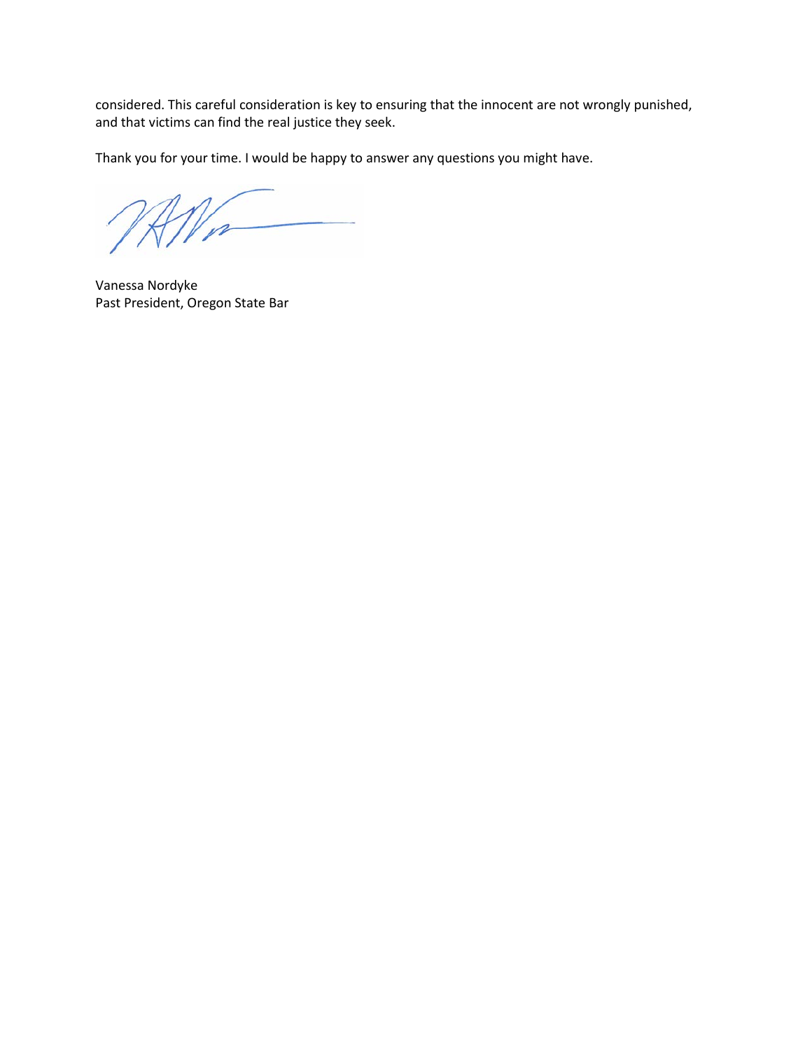considered. This careful consideration is key to ensuring that the innocent are not wrongly punished, and that victims can find the real justice they seek.

Thank you for your time. I would be happy to answer any questions you might have.

Vanessa Nordyke
Past President, Oregon State Bar